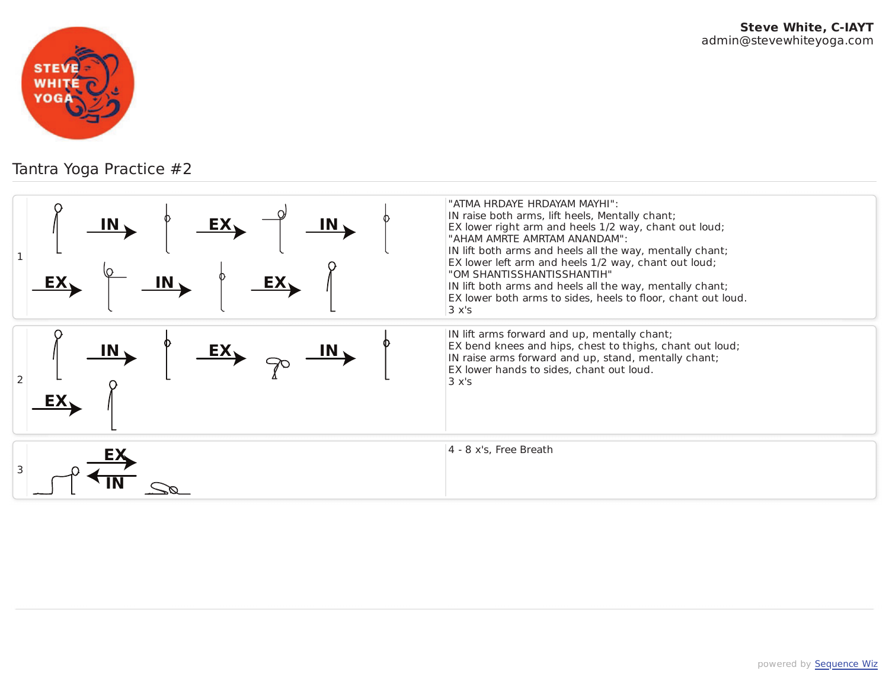**Steve White, C-IAYT**
admin@stevewhiteyoga.com

# Tantra Yoga Practice #2

| | Sequence | Instructions |
|---|---|---|
| 1 | IN → EX → IN → EX → IN → EX → | "ATMA HRDAYE HRDAYAM MAYHI":<br>IN raise both arms, lift heels, Mentally chant;<br>EX lower right arm and heels 1/2 way, chant out loud;<br>"AHAM AMRTE AMRTAM ANANDAM":<br>IN lift both arms and heels all the way, mentally chant;<br>EX lower left arm and heels 1/2 way, chant out loud;<br>"OM SHANTISSHANTISSHANTIH"<br>IN lift both arms and heels all the way, mentally chant;<br>EX lower both arms to sides, heels to floor, chant out loud.<br>3 x's |
| 2 | IN → EX → IN → EX → | IN lift arms forward and up, mentally chant;<br>EX bend knees and hips, chest to thighs, chant out loud;<br>IN raise arms forward and up, stand, mentally chant;<br>EX lower hands to sides, chant out loud.<br>3 x's |
| 3 | EX → ← IN | 4 - 8 x's, Free Breath |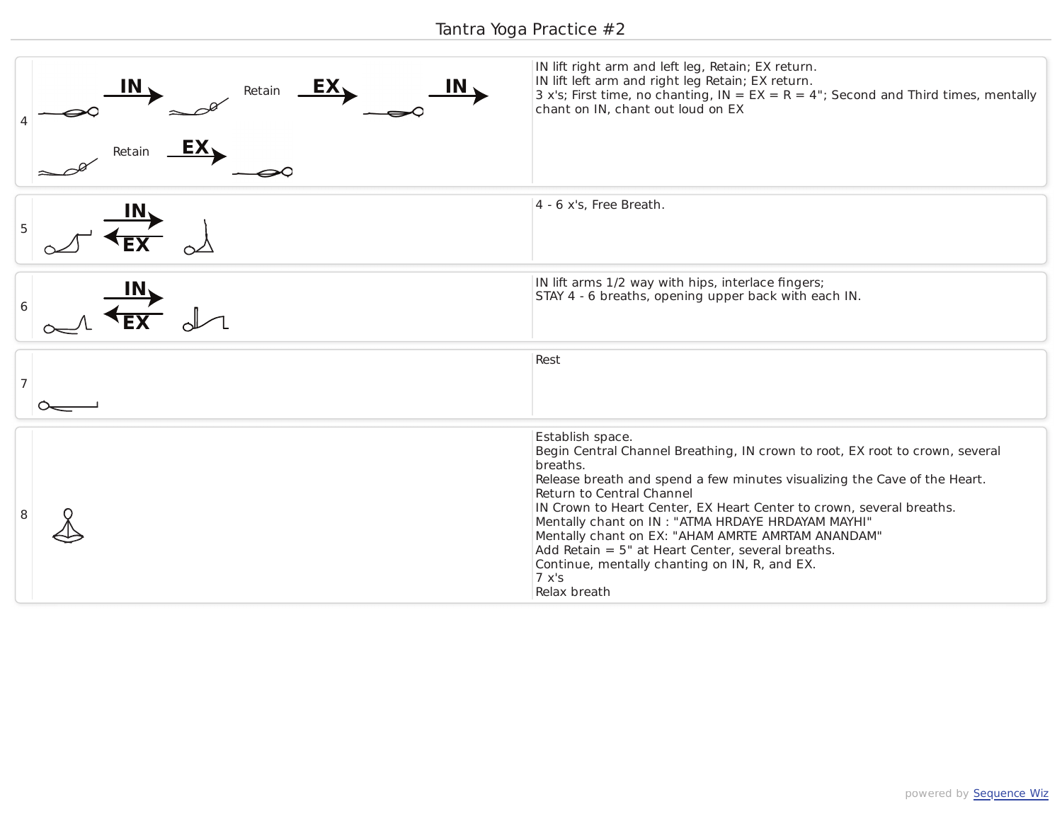# Tantra Yoga Practice #2

| | | |
|---|---|---|
| 4 | IN → Retain EX → IN → Retain EX → | IN lift right arm and left leg, Retain; EX return.<br>IN lift left arm and right leg Retain; EX return.<br>3 x's; First time, no chanting, IN = EX = R = 4"; Second and Third times, mentally chant on IN, chant out loud on EX |
| 5 | IN → ← EX | 4 - 6 x's, Free Breath. |
| 6 | IN → ← EX | IN lift arms 1/2 way with hips, interlace fingers;<br>STAY 4 - 6 breaths, opening upper back with each IN. |
| 7 | | Rest |
| 8 | | Establish space.<br>Begin Central Channel Breathing, IN crown to root, EX root to crown, several breaths.<br>Release breath and spend a few minutes visualizing the Cave of the Heart.<br>Return to Central Channel<br>IN Crown to Heart Center, EX Heart Center to crown, several breaths.<br>Mentally chant on IN : "ATMA HRDAYE HRDAYAM MAYHI"<br>Mentally chant on EX: "AHAM AMRTE AMRTAM ANANDAM"<br>Add Retain = 5" at Heart Center, several breaths.<br>Continue, mentally chanting on IN, R, and EX.<br>7 x's<br>Relax breath |

powered by Sequence Wiz